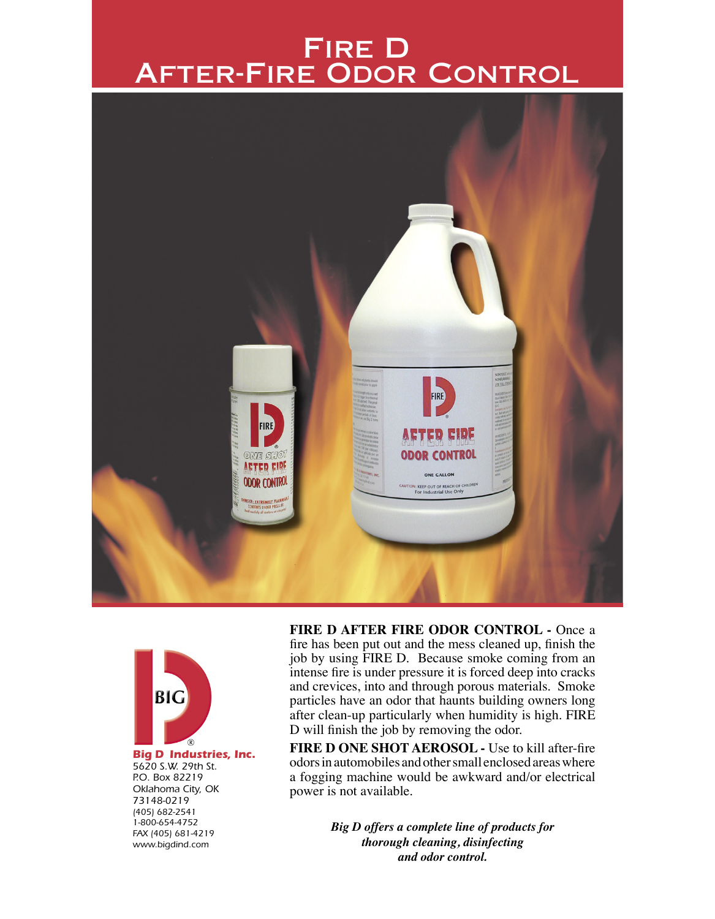# Fire D After-Fire Odor Control

**Big D Industries, Inc.**
5620 S.W. 29th St.
P.O. Box 82219
Oklahoma City, OK
73148-0219
(405) 682-2541
1-800-654-4752
FAX (405) 681-4219
www.bigdind.com

**FIRE D AFTER FIRE ODOR CONTROL -** Once a fire has been put out and the mess cleaned up, finish the job by using FIRE D. Because smoke coming from an intense fire is under pressure it is forced deep into cracks and crevices, into and through porous materials. Smoke particles have an odor that haunts building owners long after clean-up particularly when humidity is high. FIRE D will finish the job by removing the odor.

**FIRE D ONE SHOT AEROSOL -** Use to kill after-fire odors in automobiles and other small enclosed areas where a fogging machine would be awkward and/or electrical power is not available.

***Big D offers a complete line of products for thorough cleaning, disinfecting and odor control.***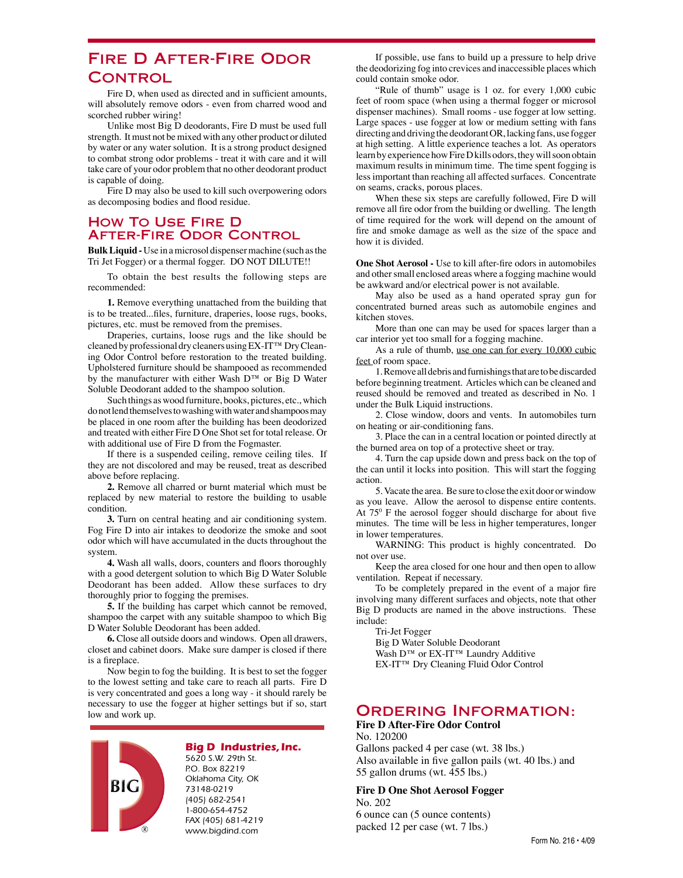# Fire D After-Fire Odor Control

Fire D, when used as directed and in sufficient amounts, will absolutely remove odors - even from charred wood and scorched rubber wiring!

Unlike most Big D deodorants, Fire D must be used full strength. It must not be mixed with any other product or diluted by water or any water solution. It is a strong product designed to combat strong odor problems - treat it with care and it will take care of your odor problem that no other deodorant product is capable of doing.

Fire D may also be used to kill such overpowering odors as decomposing bodies and flood residue.

## How To Use Fire D After-Fire Odor Control

**Bulk Liquid -** Use in a microsol dispenser machine (such as the Tri Jet Fogger) or a thermal fogger. DO NOT DILUTE!!

To obtain the best results the following steps are recommended:

**1.** Remove everything unattached from the building that is to be treated...files, furniture, draperies, loose rugs, books, pictures, etc. must be removed from the premises.

Draperies, curtains, loose rugs and the like should be cleaned by professional dry cleaners using EX-IT™ Dry Cleaning Odor Control before restoration to the treated building. Upholstered furniture should be shampooed as recommended by the manufacturer with either Wash D™ or Big D Water Soluble Deodorant added to the shampoo solution.

Such things as wood furniture, books, pictures, etc., which do not lend themselves to washing with water and shampoos may be placed in one room after the building has been deodorized and treated with either Fire D One Shot set for total release. Or with additional use of Fire D from the Fogmaster.

If there is a suspended ceiling, remove ceiling tiles. If they are not discolored and may be reused, treat as described above before replacing.

**2.** Remove all charred or burnt material which must be replaced by new material to restore the building to usable condition.

**3.** Turn on central heating and air conditioning system. Fog Fire D into air intakes to deodorize the smoke and soot odor which will have accumulated in the ducts throughout the system.

**4.** Wash all walls, doors, counters and floors thoroughly with a good detergent solution to which Big D Water Soluble Deodorant has been added. Allow these surfaces to dry thoroughly prior to fogging the premises.

**5.** If the building has carpet which cannot be removed, shampoo the carpet with any suitable shampoo to which Big D Water Soluble Deodorant has been added.

**6.** Close all outside doors and windows. Open all drawers, closet and cabinet doors. Make sure damper is closed if there is a fireplace.

Now begin to fog the building. It is best to set the fogger to the lowest setting and take care to reach all parts. Fire D is very concentrated and goes a long way - it should rarely be necessary to use the fogger at higher settings but if so, start low and work up.

If possible, use fans to build up a pressure to help drive the deodorizing fog into crevices and inaccessible places which could contain smoke odor.

"Rule of thumb" usage is 1 oz. for every 1,000 cubic feet of room space (when using a thermal fogger or microsol dispenser machines). Small rooms - use fogger at low setting. Large spaces - use fogger at low or medium setting with fans directing and driving the deodorant OR, lacking fans, use fogger at high setting. A little experience teaches a lot. As operators learn by experience how Fire D kills odors, they will soon obtain maximum results in minimum time. The time spent fogging is less important than reaching all affected surfaces. Concentrate on seams, cracks, porous places.

When these six steps are carefully followed, Fire D will remove all fire odor from the building or dwelling. The length of time required for the work will depend on the amount of fire and smoke damage as well as the size of the space and how it is divided.

**One Shot Aerosol -** Use to kill after-fire odors in automobiles and other small enclosed areas where a fogging machine would be awkward and/or electrical power is not available.

May also be used as a hand operated spray gun for concentrated burned areas such as automobile engines and kitchen stoves.

More than one can may be used for spaces larger than a car interior yet too small for a fogging machine.

As a rule of thumb, use one can for every 10,000 cubic feet of room space.

1. Remove all debris and furnishings that are to be discarded before beginning treatment. Articles which can be cleaned and reused should be removed and treated as described in No. 1 under the Bulk Liquid instructions.
2. Close window, doors and vents. In automobiles turn on heating or air-conditioning fans.
3. Place the can in a central location or pointed directly at the burned area on top of a protective sheet or tray.
4. Turn the cap upside down and press back on the top of the can until it locks into position. This will start the fogging action.
5. Vacate the area. Be sure to close the exit door or window as you leave. Allow the aerosol to dispense entire contents. At 75° F the aerosol fogger should discharge for about five minutes. The time will be less in higher temperatures, longer in lower temperatures.

WARNING: This product is highly concentrated. Do not over use.

Keep the area closed for one hour and then open to allow ventilation. Repeat if necessary.

To be completely prepared in the event of a major fire involving many different surfaces and objects, note that other Big D products are named in the above instructions. These include:

Tri-Jet Fogger
Big D Water Soluble Deodorant
Wash D™ or EX-IT™ Laundry Additive
EX-IT™ Dry Cleaning Fluid Odor Control

**Big D Industries, Inc.**
5620 S.W. 29th St.
P.O. Box 82219
Oklahoma City, OK
73148-0219
(405) 682-2541
1-800-654-4752
FAX (405) 681-4219
www.bigdind.com

## Ordering Information:

**Fire D After-Fire Odor Control**
No. 120200
Gallons packed 4 per case (wt. 38 lbs.)
Also available in five gallon pails (wt. 40 lbs.) and 55 gallon drums (wt. 455 lbs.)

**Fire D One Shot Aerosol Fogger**
No. 202
6 ounce can (5 ounce contents)
packed 12 per case (wt. 7 lbs.)

Form No. 216 • 4/09